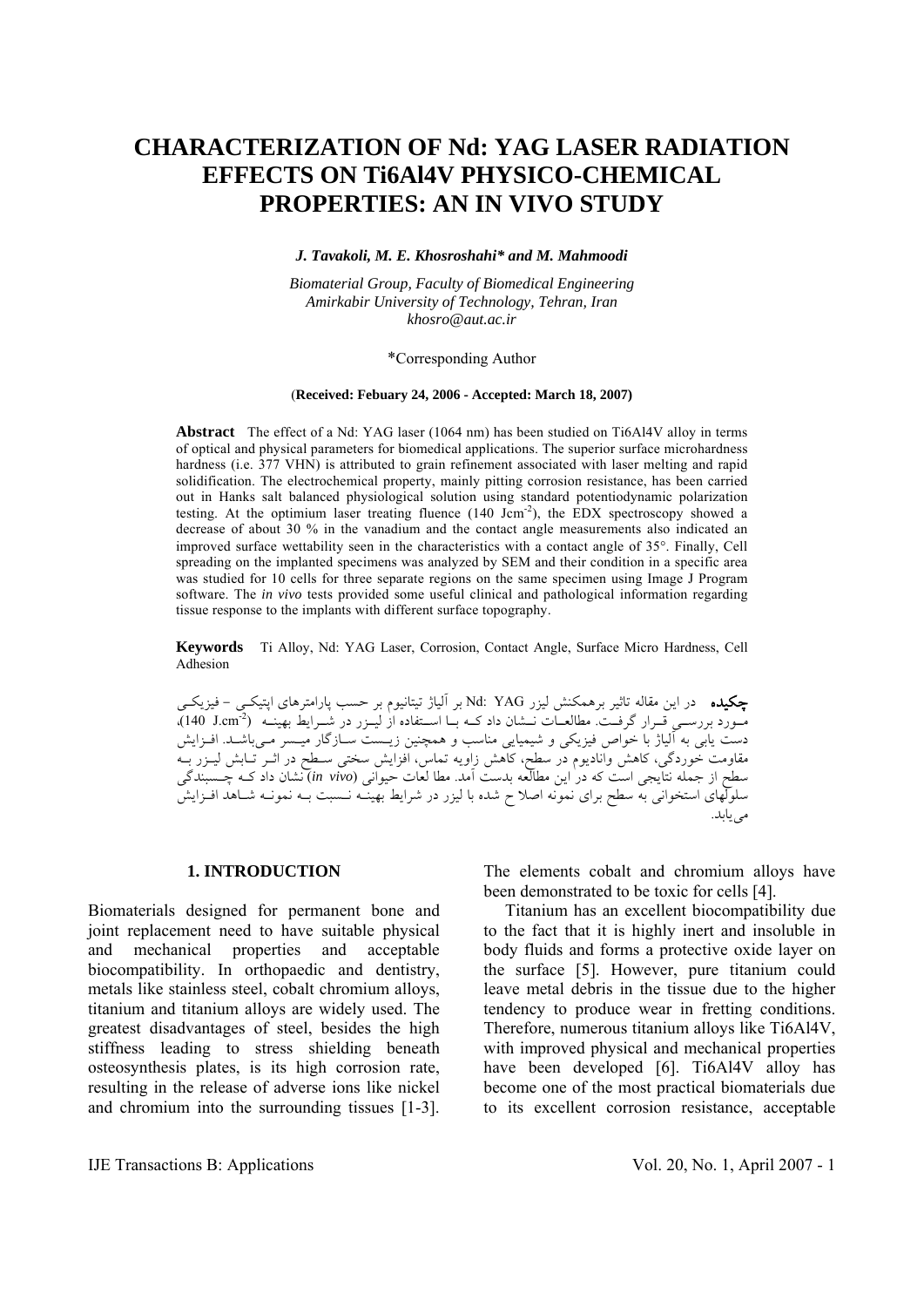# CHARACTERIZATION OF Nd: YAG LASER RADIATION EFFECTS ON Ti6Al4V PHYSICO-CHEMICAL PROPERTIES: AN IN VIVO STUDY

***J. Tavakoli, M. E. Khosroshahi\* and M. Mahmoodi***

*Biomaterial Group, Faculty of Biomedical Engineering*
*Amirkabir University of Technology, Tehran, Iran*
*khosro@aut.ac.ir*

\*Corresponding Author

(**Received: Febuary 24, 2006 - Accepted: March 18, 2007**)

**Abstract** The effect of a Nd: YAG laser (1064 nm) has been studied on Ti6Al4V alloy in terms of optical and physical parameters for biomedical applications. The superior surface microhardness hardness (i.e. 377 VHN) is attributed to grain refinement associated with laser melting and rapid solidification. The electrochemical property, mainly pitting corrosion resistance, has been carried out in Hanks salt balanced physiological solution using standard potentiodynamic polarization testing. At the optimium laser treating fluence (140 $Jcm^{-2}$), the EDX spectroscopy showed a decrease of about 30 % in the vanadium and the contact angle measurements also indicated an improved surface wettability seen in the characteristics with a contact angle of 35°. Finally, Cell spreading on the implanted specimens was analyzed by SEM and their condition in a specific area was studied for 10 cells for three separate regions on the same specimen using Image J Program software. The *in vivo* tests provided some useful clinical and pathological information regarding tissue response to the implants with different surface topography.

**Keywords** Ti Alloy, Nd: YAG Laser, Corrosion, Contact Angle, Surface Micro Hardness, Cell Adhesion

**چکیده** در این مقاله تاثیر برهمکنش لیزر Nd: YAG بر آلیاژ تیتانیوم بر حسب پارامترهای اپتیکی – فیزیکی مورد بررسی قرار گرفت. مطالعات نشان داد که با استفاده از لیزر در شرایط بهینه ($140\ J.cm^{-2}$)، دست یابی به آلیاژ با خواص فیزیکی و شیمیایی مناسب و همچنین زیست سازگار میسر می‌باشد. افزایش مقاومت خوردگی، کاهش وانادیوم در سطح، کاهش زاویه تماس، افزایش سختی سطح در اثر تابش لیزر به سطح از جمله نتایجی است که در این مطالعه بدست آمد. مطالعات حیوانی (*in vivo*) نشان داد که چسبندگی سلولهای استخوانی به سطح برای نمونه اصلاح شده با لیزر در شرایط بهینه نسبت به نمونه شاهد افزایش می‌یابد.

## 1. INTRODUCTION

Biomaterials designed for permanent bone and joint replacement need to have suitable physical and mechanical properties and acceptable biocompatibility. In orthopaedic and dentistry, metals like stainless steel, cobalt chromium alloys, titanium and titanium alloys are widely used. The greatest disadvantages of steel, besides the high stiffness leading to stress shielding beneath osteosynthesis plates, is its high corrosion rate, resulting in the release of adverse ions like nickel and chromium into the surrounding tissues [1-3]. The elements cobalt and chromium alloys have been demonstrated to be toxic for cells [4].

Titanium has an excellent biocompatibility due to the fact that it is highly inert and insoluble in body fluids and forms a protective oxide layer on the surface [5]. However, pure titanium could leave metal debris in the tissue due to the higher tendency to produce wear in fretting conditions. Therefore, numerous titanium alloys like Ti6Al4V, with improved physical and mechanical properties have been developed [6]. Ti6Al4V alloy has become one of the most practical biomaterials due to its excellent corrosion resistance, acceptable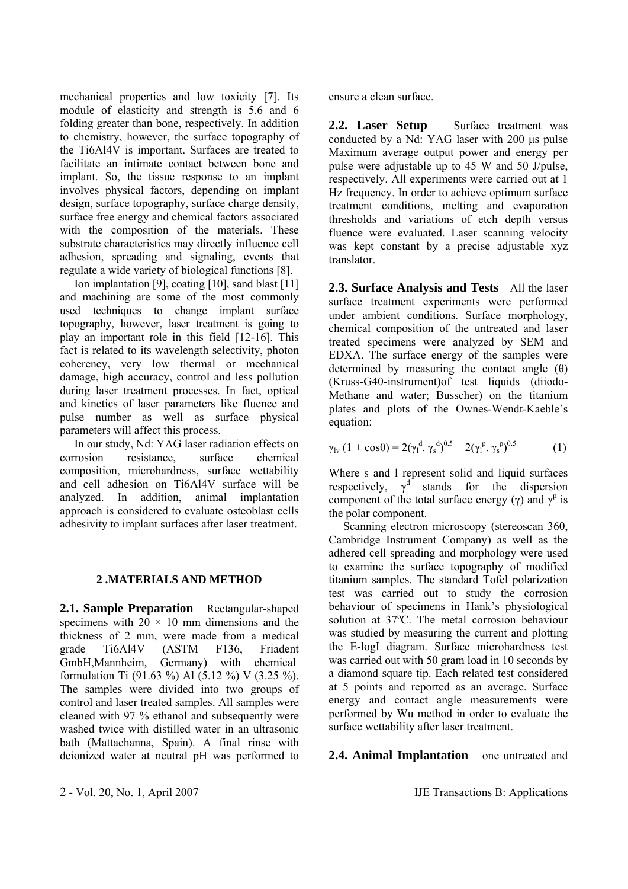mechanical properties and low toxicity [7]. Its module of elasticity and strength is 5.6 and 6 folding greater than bone, respectively. In addition to chemistry, however, the surface topography of the Ti6Al4V is important. Surfaces are treated to facilitate an intimate contact between bone and implant. So, the tissue response to an implant involves physical factors, depending on implant design, surface topography, surface charge density, surface free energy and chemical factors associated with the composition of the materials. These substrate characteristics may directly influence cell adhesion, spreading and signaling, events that regulate a wide variety of biological functions [8].

Ion implantation [9], coating [10], sand blast [11] and machining are some of the most commonly used techniques to change implant surface topography, however, laser treatment is going to play an important role in this field [12-16]. This fact is related to its wavelength selectivity, photon coherency, very low thermal or mechanical damage, high accuracy, control and less pollution during laser treatment processes. In fact, optical and kinetics of laser parameters like fluence and pulse number as well as surface physical parameters will affect this process.

In our study, Nd: YAG laser radiation effects on corrosion resistance, surface chemical composition, microhardness, surface wettability and cell adhesion on Ti6Al4V surface will be analyzed. In addition, animal implantation approach is considered to evaluate osteoblast cells adhesivity to implant surfaces after laser treatment.

## 2 .MATERIALS AND METHOD

**2.1. Sample Preparation** Rectangular-shaped specimens with $20 \times 10$ mm dimensions and the thickness of 2 mm, were made from a medical grade Ti6Al4V (ASTM F136, Friadent GmbH,Mannheim, Germany) with chemical formulation Ti (91.63 %) Al (5.12 %) V (3.25 %). The samples were divided into two groups of control and laser treated samples. All samples were cleaned with 97 % ethanol and subsequently were washed twice with distilled water in an ultrasonic bath (Mattachanna, Spain). A final rinse with deionized water at neutral pH was performed to ensure a clean surface.

**2.2. Laser Setup** Surface treatment was conducted by a Nd: YAG laser with 200 µs pulse Maximum average output power and energy per pulse were adjustable up to 45 W and 50 J/pulse, respectively. All experiments were carried out at 1 Hz frequency. In order to achieve optimum surface treatment conditions, melting and evaporation thresholds and variations of etch depth versus fluence were evaluated. Laser scanning velocity was kept constant by a precise adjustable xyz translator.

**2.3. Surface Analysis and Tests** All the laser surface treatment experiments were performed under ambient conditions. Surface morphology, chemical composition of the untreated and laser treated specimens were analyzed by SEM and EDXA. The surface energy of the samples were determined by measuring the contact angle ($\theta$) (Kruss-G40-instrument)of test liquids (diiodo-Methane and water; Busscher) on the titanium plates and plots of the Ownes-Wendt-Kaeble's equation:

$$\gamma_{lv}\,(1 + \cos\theta) = 2(\gamma_l^{d}.\,\gamma_s^{d})^{0.5} + 2(\gamma_l^{p}.\,\gamma_s^{p})^{0.5} \qquad (1)$$

Where s and l represent solid and liquid surfaces respectively, $\gamma^{d}$ stands for the dispersion component of the total surface energy ($\gamma$) and $\gamma^{p}$ is the polar component.

Scanning electron microscopy (stereoscan 360, Cambridge Instrument Company) as well as the adhered cell spreading and morphology were used to examine the surface topography of modified titanium samples. The standard Tofel polarization test was carried out to study the corrosion behaviour of specimens in Hank's physiological solution at 37ºC. The metal corrosion behaviour was studied by measuring the current and plotting the E-logI diagram. Surface microhardness test was carried out with 50 gram load in 10 seconds by a diamond square tip. Each related test considered at 5 points and reported as an average. Surface energy and contact angle measurements were performed by Wu method in order to evaluate the surface wettability after laser treatment.

**2.4. Animal Implantation** one untreated and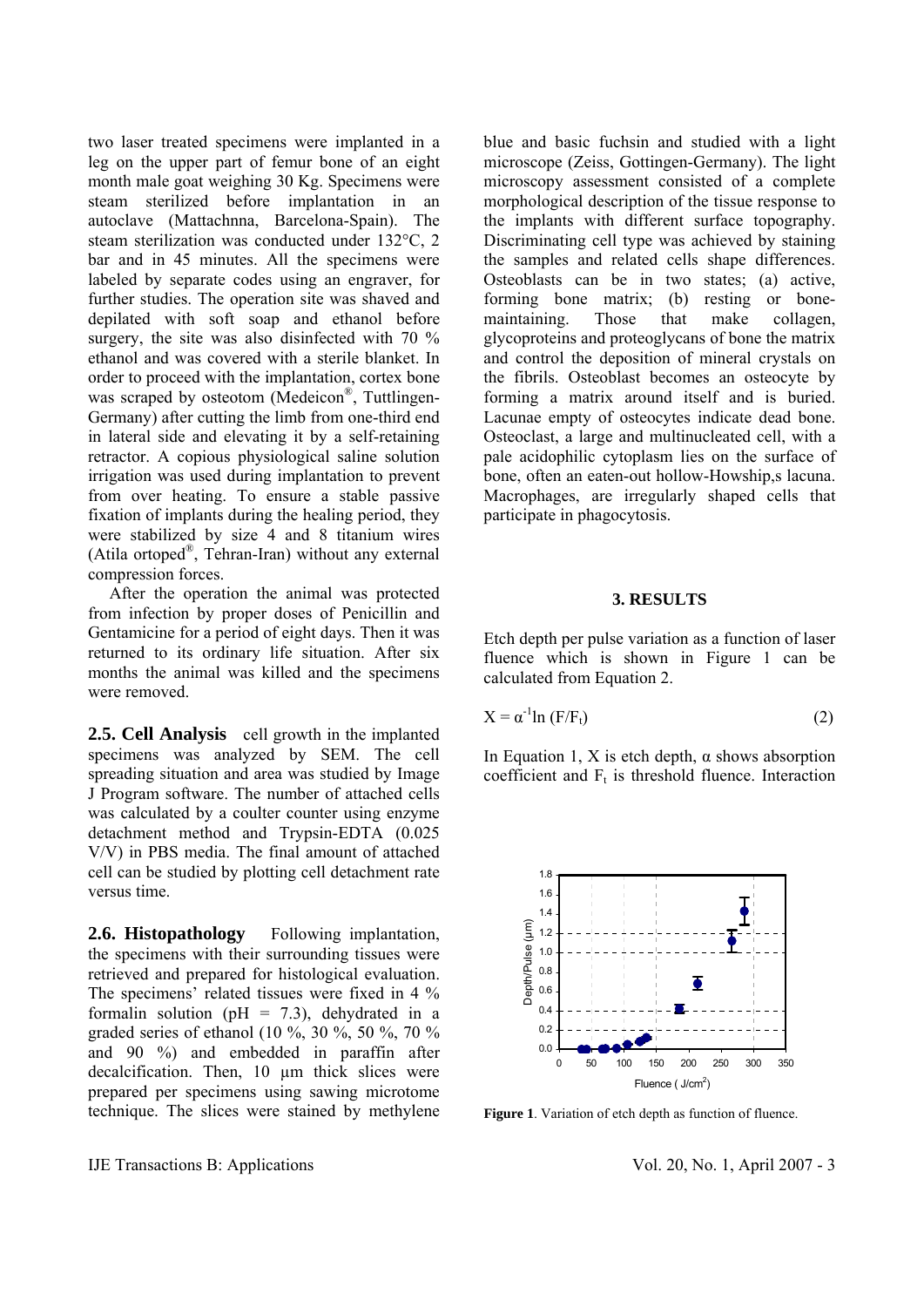two laser treated specimens were implanted in a leg on the upper part of femur bone of an eight month male goat weighing 30 Kg. Specimens were steam sterilized before implantation in an autoclave (Mattachnna, Barcelona-Spain). The steam sterilization was conducted under 132°C, 2 bar and in 45 minutes. All the specimens were labeled by separate codes using an engraver, for further studies. The operation site was shaved and depilated with soft soap and ethanol before surgery, the site was also disinfected with 70 % ethanol and was covered with a sterile blanket. In order to proceed with the implantation, cortex bone was scraped by osteotom (Medeicon®, Tuttlingen-Germany) after cutting the limb from one-third end in lateral side and elevating it by a self-retaining retractor. A copious physiological saline solution irrigation was used during implantation to prevent from over heating. To ensure a stable passive fixation of implants during the healing period, they were stabilized by size 4 and 8 titanium wires (Atila ortoped®, Tehran-Iran) without any external compression forces.

After the operation the animal was protected from infection by proper doses of Penicillin and Gentamicine for a period of eight days. Then it was returned to its ordinary life situation. After six months the animal was killed and the specimens were removed.

**2.5. Cell Analysis** cell growth in the implanted specimens was analyzed by SEM. The cell spreading situation and area was studied by Image J Program software. The number of attached cells was calculated by a coulter counter using enzyme detachment method and Trypsin-EDTA (0.025 V/V) in PBS media. The final amount of attached cell can be studied by plotting cell detachment rate versus time.

**2.6. Histopathology** Following implantation, the specimens with their surrounding tissues were retrieved and prepared for histological evaluation. The specimens' related tissues were fixed in 4 % formalin solution (pH = 7.3), dehydrated in a graded series of ethanol (10 %, 30 %, 50 %, 70 % and 90 %) and embedded in paraffin after decalcification. Then, 10 μm thick slices were prepared per specimens using sawing microtome technique. The slices were stained by methylene blue and basic fuchsin and studied with a light microscope (Zeiss, Gottingen-Germany). The light microscopy assessment consisted of a complete morphological description of the tissue response to the implants with different surface topography. Discriminating cell type was achieved by staining the samples and related cells shape differences. Osteoblasts can be in two states; (a) active, forming bone matrix; (b) resting or bone-maintaining. Those that make collagen, glycoproteins and proteoglycans of bone the matrix and control the deposition of mineral crystals on the fibrils. Osteoblast becomes an osteocyte by forming a matrix around itself and is buried. Lacunae empty of osteocytes indicate dead bone. Osteoclast, a large and multinucleated cell, with a pale acidophilic cytoplasm lies on the surface of bone, often an eaten-out hollow-Howship,s lacuna. Macrophages, are irregularly shaped cells that participate in phagocytosis.

## 3. RESULTS

Etch depth per pulse variation as a function of laser fluence which is shown in Figure 1 can be calculated from Equation 2.

$$X = \alpha^{-1} \ln (F/F_t) \qquad (2)$$

In Equation 1, X is etch depth, α shows absorption coefficient and $F_t$ is threshold fluence. Interaction

**Figure 1**. Variation of etch depth as function of fluence.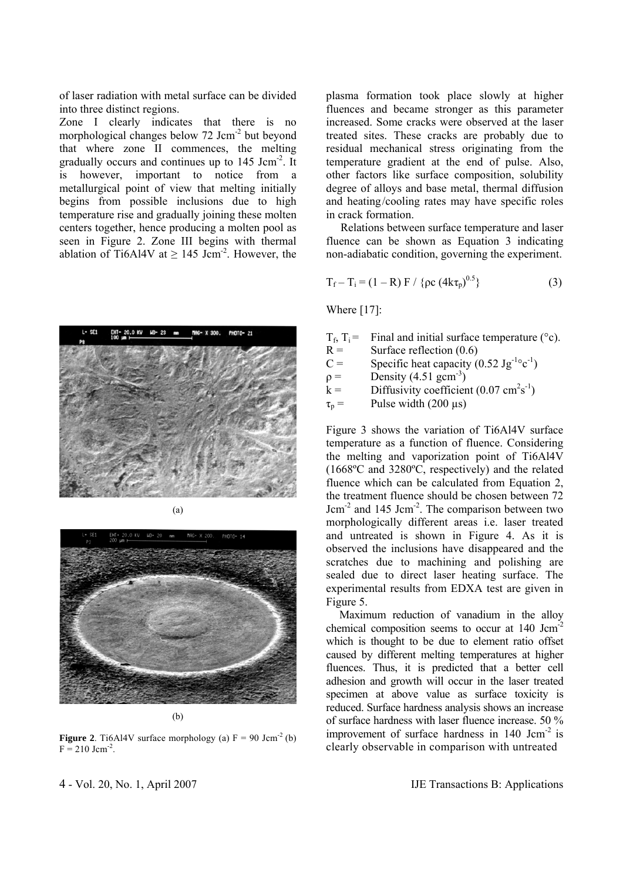of laser radiation with metal surface can be divided into three distinct regions.

Zone I clearly indicates that there is no morphological changes below 72 $Jcm^{-2}$ but beyond that where zone II commences, the melting gradually occurs and continues up to 145 $Jcm^{-2}$. It is however, important to notice from a metallurgical point of view that melting initially begins from possible inclusions due to high temperature rise and gradually joining these molten centers together, hence producing a molten pool as seen in Figure 2. Zone III begins with thermal ablation of Ti6Al4V at $\geq$ 145 $Jcm^{-2}$. However, the plasma formation took place slowly at higher fluences and became stronger as this parameter increased. Some cracks were observed at the laser treated sites. These cracks are probably due to residual mechanical stress originating from the temperature gradient at the end of pulse. Also, other factors like surface composition, solubility degree of alloys and base metal, thermal diffusion and heating/cooling rates may have specific roles in crack formation.

(a)

(b)

**Figure 2**. Ti6Al4V surface morphology (a) F = 90 $Jcm^{-2}$ (b) F = 210 $Jcm^{-2}$.

Relations between surface temperature and laser fluence can be shown as Equation 3 indicating non-adiabatic condition, governing the experiment.

$$T_f - T_i = (1 - R)\, F / \{\rho c\, (4k\tau_p)^{0.5}\} \qquad (3)$$

Where [17]:

- $T_f$, $T_i$ = Final and initial surface temperature (°c).
- $R$ = Surface reflection (0.6)
- $C$ = Specific heat capacity (0.52 $Jg^{-1}{}^{\circ}c^{-1}$)
- $\rho$ = Density (4.51 $gcm^{-3}$)
- $k$ = Diffusivity coefficient (0.07 $cm^2s^{-1}$)
- $\tau_p$ = Pulse width (200 μs)

Figure 3 shows the variation of Ti6Al4V surface temperature as a function of fluence. Considering the melting and vaporization point of Ti6Al4V (1668ºC and 3280ºC, respectively) and the related fluence which can be calculated from Equation 2, the treatment fluence should be chosen between 72 $Jcm^{-2}$ and 145 $Jcm^{-2}$. The comparison between two morphologically different areas i.e. laser treated and untreated is shown in Figure 4. As it is observed the inclusions have disappeared and the scratches due to machining and polishing are sealed due to direct laser heating surface. The experimental results from EDXA test are given in Figure 5.

Maximum reduction of vanadium in the alloy chemical composition seems to occur at 140 $Jcm^{-2}$ which is thought to be due to element ratio offset caused by different melting temperatures at higher fluences. Thus, it is predicted that a better cell adhesion and growth will occur in the laser treated specimen at above value as surface toxicity is reduced. Surface hardness analysis shows an increase of surface hardness with laser fluence increase. 50 % improvement of surface hardness in 140 $Jcm^{-2}$ is clearly observable in comparison with untreated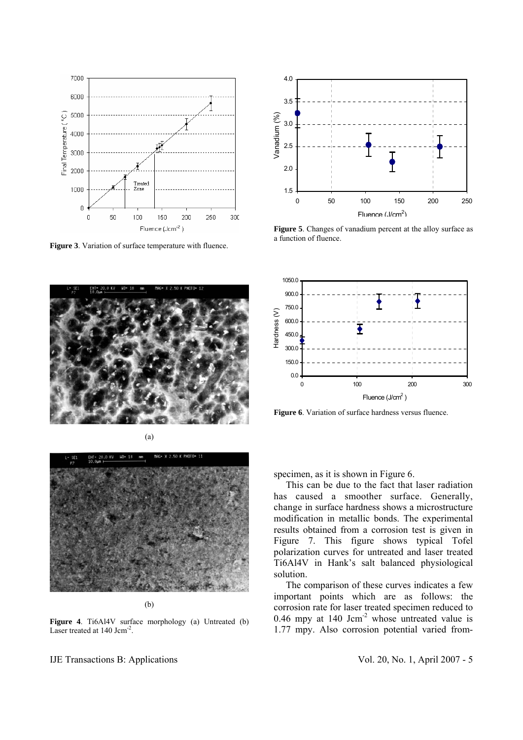Figure 3. Variation of surface temperature with fluence.

Figure 5. Changes of vanadium percent at the alloy surface as a function of fluence.

(a)

(b)

**Figure 4**. Ti6Al4V surface morphology (a) Untreated (b) Laser treated at 140 $Jcm^{-2}$.

**Figure 6**. Variation of surface hardness versus fluence.

specimen, as it is shown in Figure 6.

This can be due to the fact that laser radiation has caused a smoother surface. Generally, change in surface hardness shows a microstructure modification in metallic bonds. The experimental results obtained from a corrosion test is given in Figure 7. This figure shows typical Tofel polarization curves for untreated and laser treated Ti6Al4V in Hank's salt balanced physiological solution.

The comparison of these curves indicates a few important points which are as follows: the corrosion rate for laser treated specimen reduced to 0.46 mpy at 140 $Jcm^{-2}$ whose untreated value is 1.77 mpy. Also corrosion potential varied from-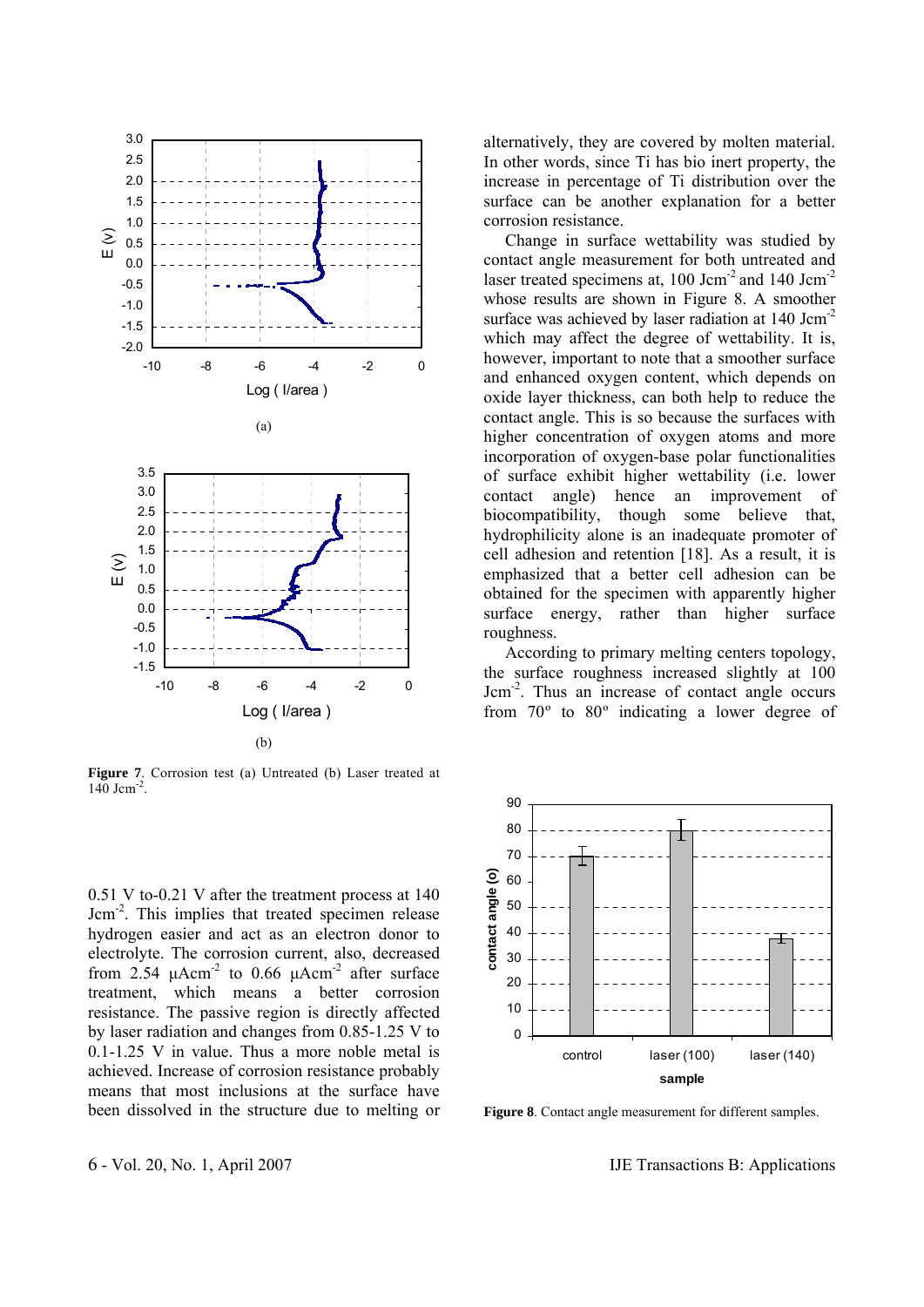Figure 7. Corrosion test (a) Untreated (b) Laser treated at 140 $Jcm^{-2}$.

0.51 V to-0.21 V after the treatment process at 140 $Jcm^{-2}$. This implies that treated specimen release hydrogen easier and act as an electron donor to electrolyte. The corrosion current, also, decreased from 2.54 $\mu Acm^{-2}$ to 0.66 $\mu Acm^{-2}$ after surface treatment, which means a better corrosion resistance. The passive region is directly affected by laser radiation and changes from 0.85-1.25 V to 0.1-1.25 V in value. Thus a more noble metal is achieved. Increase of corrosion resistance probably means that most inclusions at the surface have been dissolved in the structure due to melting or alternatively, they are covered by molten material. In other words, since Ti has bio inert property, the increase in percentage of Ti distribution over the surface can be another explanation for a better corrosion resistance.

Change in surface wettability was studied by contact angle measurement for both untreated and laser treated specimens at, 100 $Jcm^{-2}$ and 140 $Jcm^{-2}$ whose results are shown in Figure 8. A smoother surface was achieved by laser radiation at 140 $Jcm^{-2}$ which may affect the degree of wettability. It is, however, important to note that a smoother surface and enhanced oxygen content, which depends on oxide layer thickness, can both help to reduce the contact angle. This is so because the surfaces with higher concentration of oxygen atoms and more incorporation of oxygen-base polar functionalities of surface exhibit higher wettability (i.e. lower contact angle) hence an improvement of biocompatibility, though some believe that, hydrophilicity alone is an inadequate promoter of cell adhesion and retention [18]. As a result, it is emphasized that a better cell adhesion can be obtained for the specimen with apparently higher surface energy, rather than higher surface roughness.

According to primary melting centers topology, the surface roughness increased slightly at 100 $Jcm^{-2}$. Thus an increase of contact angle occurs from 70º to 80º indicating a lower degree of

Figure 8. Contact angle measurement for different samples.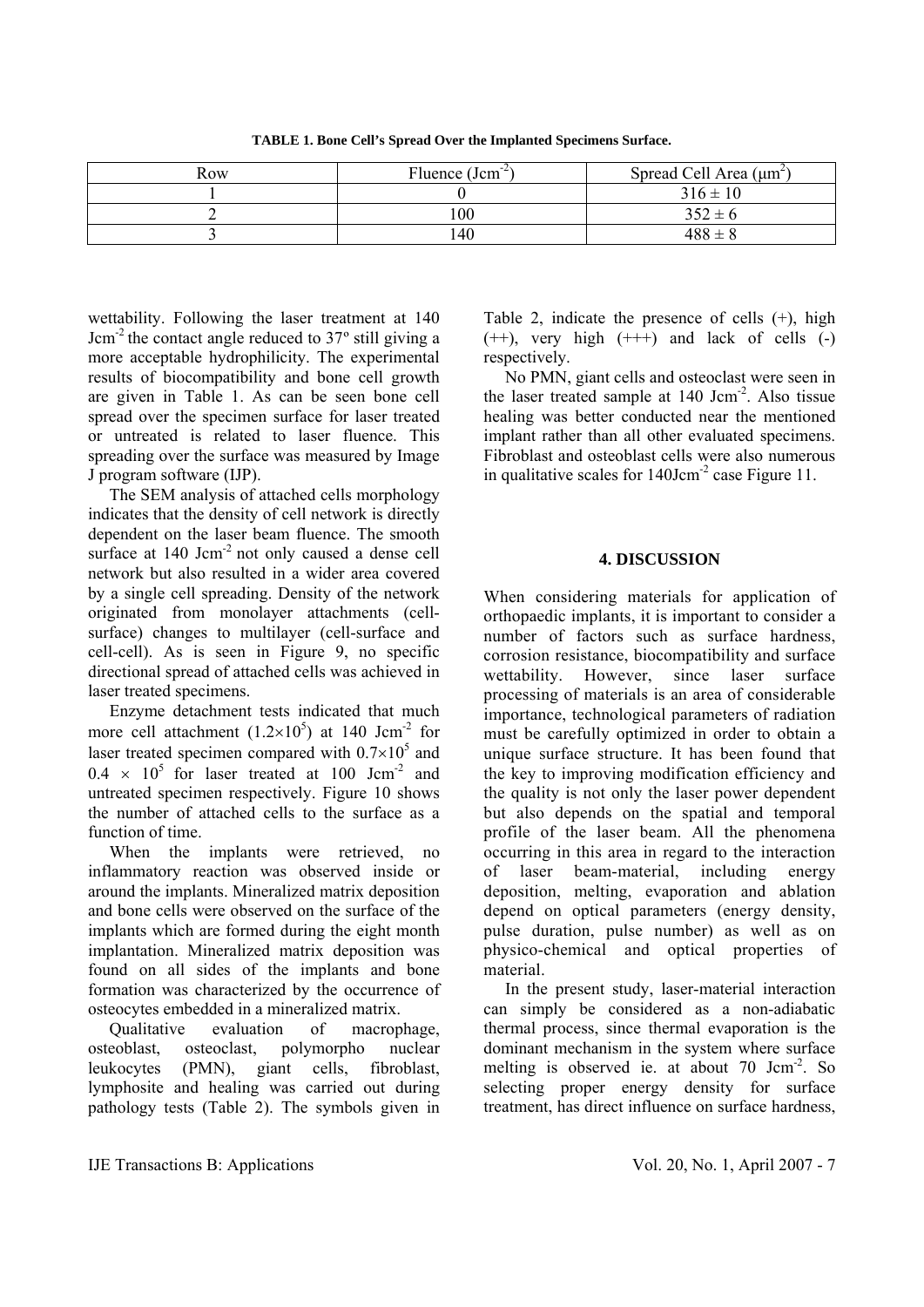**TABLE 1. Bone Cell's Spread Over the Implanted Specimens Surface.**

| Row | Fluence ($Jcm^{-2}$) | Spread Cell Area ($\mu m^2$) |
|---|---|---|
| 1 | 0 | $316 \pm 10$ |
| 2 | 100 | $352 \pm 6$ |
| 3 | 140 | $488 \pm 8$ |

wettability. Following the laser treatment at 140 $Jcm^{-2}$ the contact angle reduced to 37º still giving a more acceptable hydrophilicity. The experimental results of biocompatibility and bone cell growth are given in Table 1. As can be seen bone cell spread over the specimen surface for laser treated or untreated is related to laser fluence. This spreading over the surface was measured by Image J program software (IJP).

The SEM analysis of attached cells morphology indicates that the density of cell network is directly dependent on the laser beam fluence. The smooth surface at 140 $Jcm^{-2}$ not only caused a dense cell network but also resulted in a wider area covered by a single cell spreading. Density of the network originated from monolayer attachments (cell-surface) changes to multilayer (cell-surface and cell-cell). As is seen in Figure 9, no specific directional spread of attached cells was achieved in laser treated specimens.

Enzyme detachment tests indicated that much more cell attachment ($1.2 \times 10^5$) at 140 $Jcm^{-2}$ for laser treated specimen compared with $0.7 \times 10^5$ and $0.4 \times 10^5$ for laser treated at 100 $Jcm^{-2}$ and untreated specimen respectively. Figure 10 shows the number of attached cells to the surface as a function of time.

When the implants were retrieved, no inflammatory reaction was observed inside or around the implants. Mineralized matrix deposition and bone cells were observed on the surface of the implants which are formed during the eight month implantation. Mineralized matrix deposition was found on all sides of the implants and bone formation was characterized by the occurrence of osteocytes embedded in a mineralized matrix.

Qualitative evaluation of macrophage, osteoblast, osteoclast, polymorpho nuclear leukocytes (PMN), giant cells, fibroblast, lymphosite and healing was carried out during pathology tests (Table 2). The symbols given in Table 2, indicate the presence of cells (+), high (++), very high (+++) and lack of cells (-) respectively.

No PMN, giant cells and osteoclast were seen in the laser treated sample at 140 $Jcm^{-2}$. Also tissue healing was better conducted near the mentioned implant rather than all other evaluated specimens. Fibroblast and osteoblast cells were also numerous in qualitative scales for 140$Jcm^{-2}$ case Figure 11.

## 4. DISCUSSION

When considering materials for application of orthopaedic implants, it is important to consider a number of factors such as surface hardness, corrosion resistance, biocompatibility and surface wettability. However, since laser surface processing of materials is an area of considerable importance, technological parameters of radiation must be carefully optimized in order to obtain a unique surface structure. It has been found that the key to improving modification efficiency and the quality is not only the laser power dependent but also depends on the spatial and temporal profile of the laser beam. All the phenomena occurring in this area in regard to the interaction of laser beam-material, including energy deposition, melting, evaporation and ablation depend on optical parameters (energy density, pulse duration, pulse number) as well as on physico-chemical and optical properties of material.

In the present study, laser-material interaction can simply be considered as a non-adiabatic thermal process, since thermal evaporation is the dominant mechanism in the system where surface melting is observed ie. at about 70 $Jcm^{-2}$. So selecting proper energy density for surface treatment, has direct influence on surface hardness,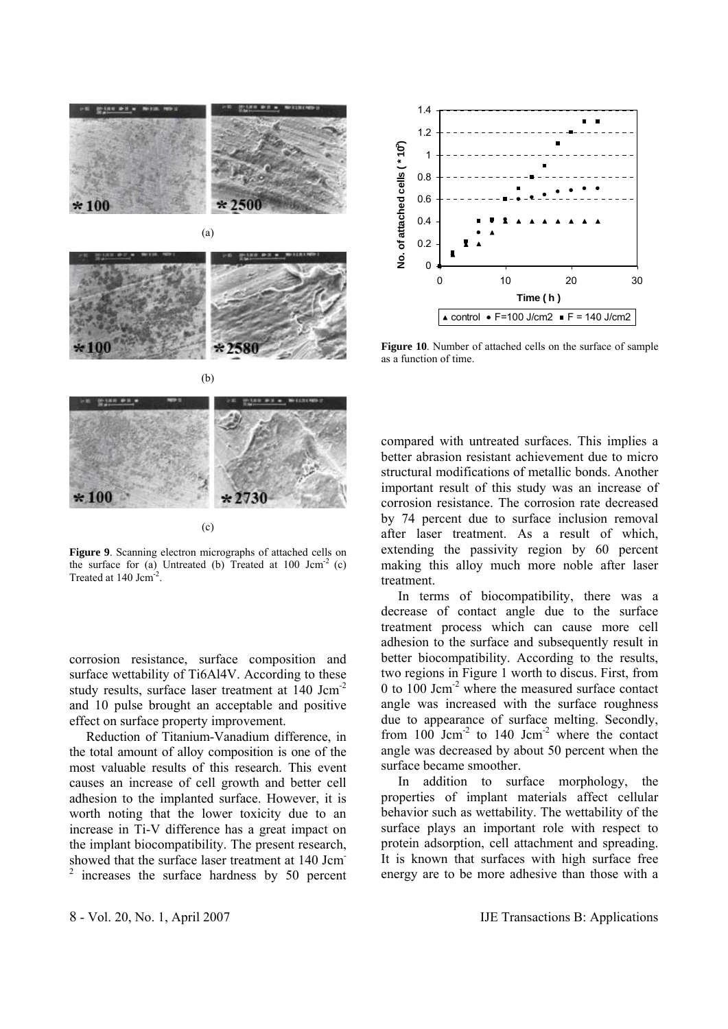**Figure 9**. Scanning electron micrographs of attached cells on the surface for (a) Untreated (b) Treated at 100 $Jcm^{-2}$ (c) Treated at 140 $Jcm^{-2}$.

**Figure 10**. Number of attached cells on the surface of sample as a function of time.

corrosion resistance, surface composition and surface wettability of Ti6Al4V. According to these study results, surface laser treatment at 140 $Jcm^{-2}$ and 10 pulse brought an acceptable and positive effect on surface property improvement.

Reduction of Titanium-Vanadium difference, in the total amount of alloy composition is one of the most valuable results of this research. This event causes an increase of cell growth and better cell adhesion to the implanted surface. However, it is worth noting that the lower toxicity due to an increase in Ti-V difference has a great impact on the implant biocompatibility. The present research, showed that the surface laser treatment at 140 $Jcm^{-2}$ increases the surface hardness by 50 percent compared with untreated surfaces. This implies a better abrasion resistant achievement due to micro structural modifications of metallic bonds. Another important result of this study was an increase of corrosion resistance. The corrosion rate decreased by 74 percent due to surface inclusion removal after laser treatment. As a result of which, extending the passivity region by 60 percent making this alloy much more noble after laser treatment.

In terms of biocompatibility, there was a decrease of contact angle due to the surface treatment process which can cause more cell adhesion to the surface and subsequently result in better biocompatibility. According to the results, two regions in Figure 1 worth to discus. First, from 0 to 100 $Jcm^{-2}$ where the measured surface contact angle was increased with the surface roughness due to appearance of surface melting. Secondly, from 100 $Jcm^{-2}$ to 140 $Jcm^{-2}$ where the contact angle was decreased by about 50 percent when the surface became smoother.

In addition to surface morphology, the properties of implant materials affect cellular behavior such as wettability. The wettability of the surface plays an important role with respect to protein adsorption, cell attachment and spreading. It is known that surfaces with high surface free energy are to be more adhesive than those with a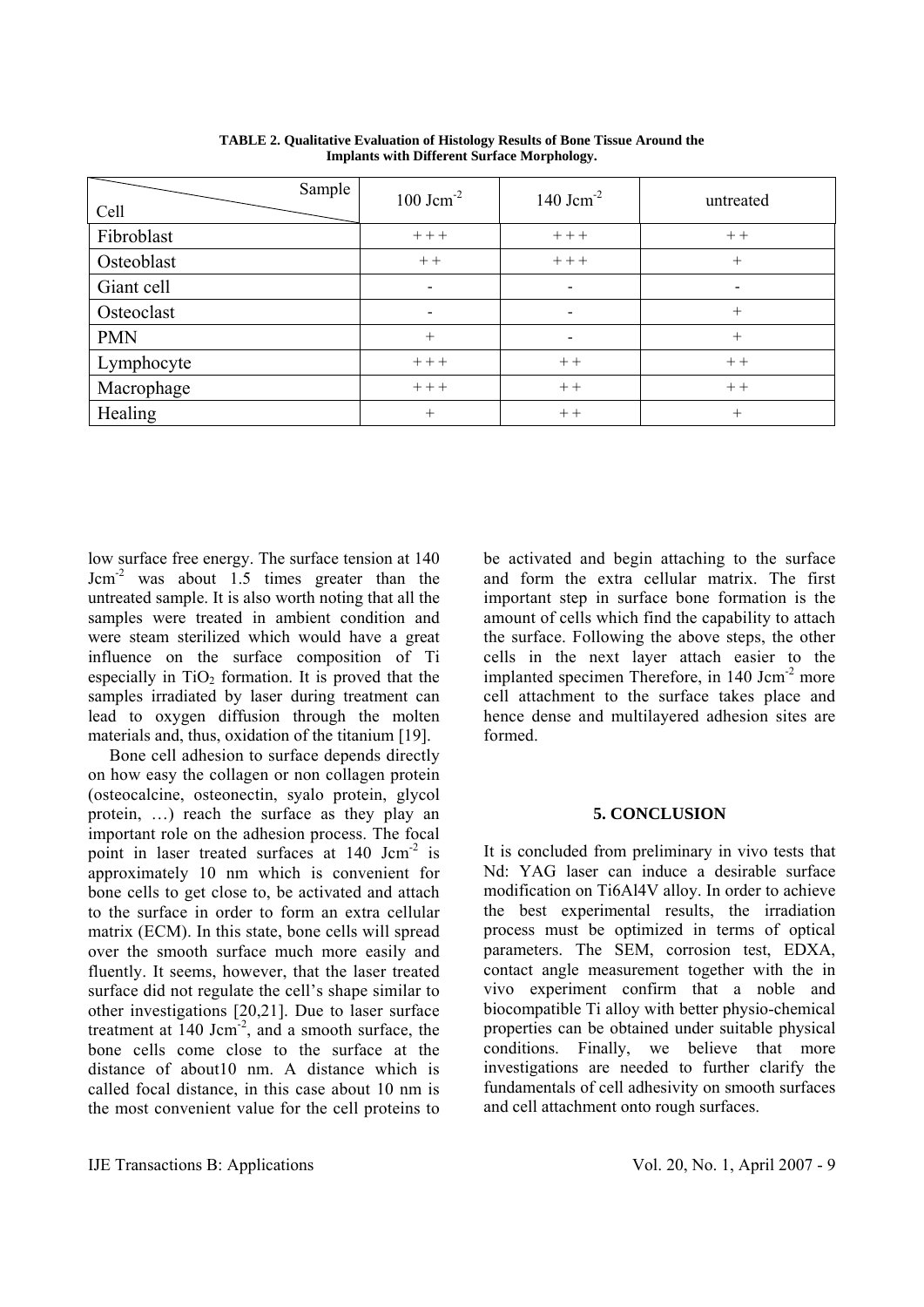**TABLE 2. Qualitative Evaluation of Histology Results of Bone Tissue Around the Implants with Different Surface Morphology.**

| Cell \ Sample | 100 $Jcm^{-2}$ | 140 $Jcm^{-2}$ | untreated |
|---|---|---|---|
| Fibroblast | + + + | + + + | + + |
| Osteoblast | + + | + + + | + |
| Giant cell | - | - | - |
| Osteoclast | - | - | + |
| PMN | + | - | + |
| Lymphocyte | + + + | + + | + + |
| Macrophage | + + + | + + | + + |
| Healing | + | + + | + |

low surface free energy. The surface tension at 140 $Jcm^{-2}$ was about 1.5 times greater than the untreated sample. It is also worth noting that all the samples were treated in ambient condition and were steam sterilized which would have a great influence on the surface composition of Ti especially in $TiO_2$ formation. It is proved that the samples irradiated by laser during treatment can lead to oxygen diffusion through the molten materials and, thus, oxidation of the titanium [19].

Bone cell adhesion to surface depends directly on how easy the collagen or non collagen protein (osteocalcine, osteonectin, syalo protein, glycol protein, …) reach the surface as they play an important role on the adhesion process. The focal point in laser treated surfaces at 140 $Jcm^{-2}$ is approximately 10 nm which is convenient for bone cells to get close to, be activated and attach to the surface in order to form an extra cellular matrix (ECM). In this state, bone cells will spread over the smooth surface much more easily and fluently. It seems, however, that the laser treated surface did not regulate the cell's shape similar to other investigations [20,21]. Due to laser surface treatment at 140 $Jcm^{-2}$, and a smooth surface, the bone cells come close to the surface at the distance of about10 nm. A distance which is called focal distance, in this case about 10 nm is the most convenient value for the cell proteins to be activated and begin attaching to the surface and form the extra cellular matrix. The first important step in surface bone formation is the amount of cells which find the capability to attach the surface. Following the above steps, the other cells in the next layer attach easier to the implanted specimen Therefore, in 140 $Jcm^{-2}$ more cell attachment to the surface takes place and hence dense and multilayered adhesion sites are formed.

## 5. CONCLUSION

It is concluded from preliminary in vivo tests that Nd: YAG laser can induce a desirable surface modification on Ti6Al4V alloy. In order to achieve the best experimental results, the irradiation process must be optimized in terms of optical parameters. The SEM, corrosion test, EDXA, contact angle measurement together with the in vivo experiment confirm that a noble and biocompatible Ti alloy with better physio-chemical properties can be obtained under suitable physical conditions. Finally, we believe that more investigations are needed to further clarify the fundamentals of cell adhesivity on smooth surfaces and cell attachment onto rough surfaces.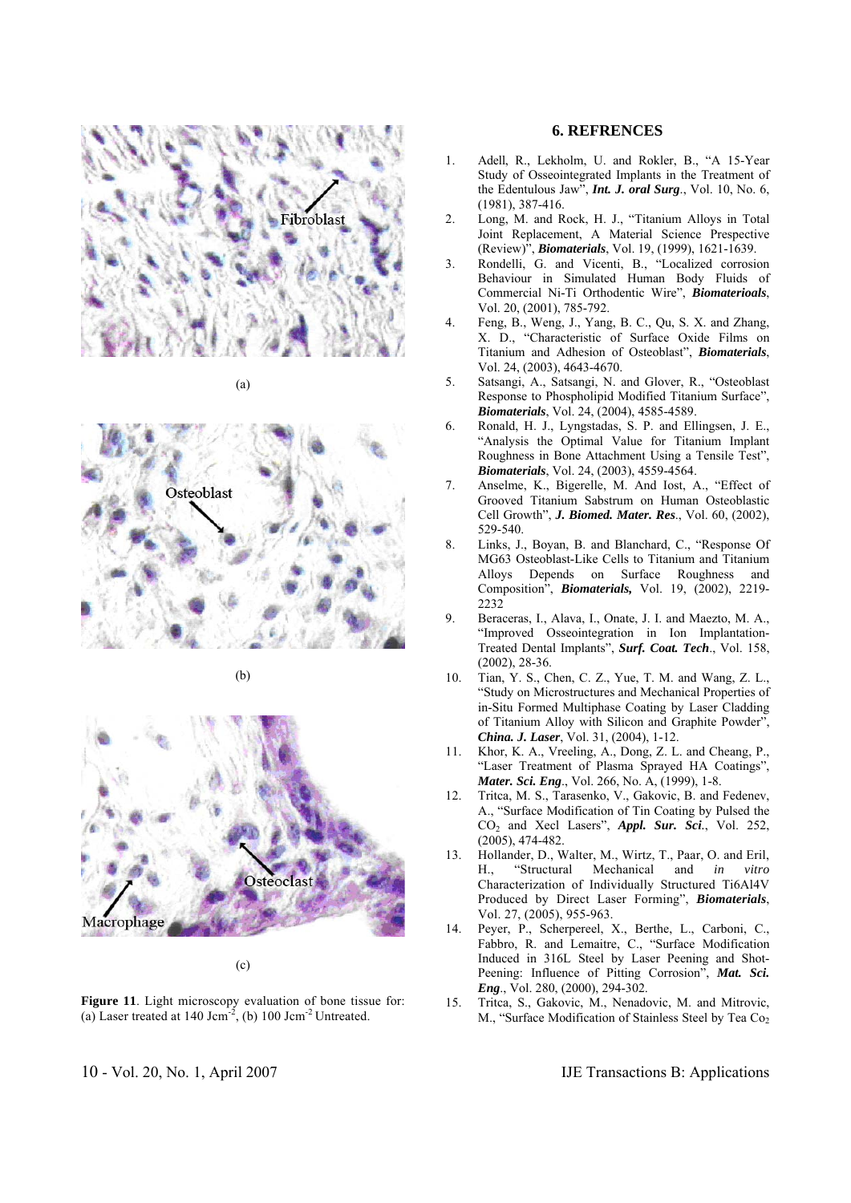(a)

(b)

(c)

**Figure 11**. Light microscopy evaluation of bone tissue for: (a) Laser treated at 140 $Jcm^{-2}$, (b) 100 $Jcm^{-2}$ Untreated.

## 6. REFRENCES

1. Adell, R., Lekholm, U. and Rokler, B., "A 15-Year Study of Osseointegrated Implants in the Treatment of the Edentulous Jaw", ***Int. J. oral Surg***., Vol. 10, No. 6, (1981), 387-416.
2. Long, M. and Rock, H. J., "Titanium Alloys in Total Joint Replacement, A Material Science Prespective (Review)", ***Biomaterials***, Vol. 19, (1999), 1621-1639.
3. Rondelli, G. and Vicenti, B., "Localized corrosion Behaviour in Simulated Human Body Fluids of Commercial Ni-Ti Orthodentic Wire", ***Biomaterioals***, Vol. 20, (2001), 785-792.
4. Feng, B., Weng, J., Yang, B. C., Qu, S. X. and Zhang, X. D., "Characteristic of Surface Oxide Films on Titanium and Adhesion of Osteoblast", ***Biomaterials***, Vol. 24, (2003), 4643-4670.
5. Satsangi, A., Satsangi, N. and Glover, R., "Osteoblast Response to Phospholipid Modified Titanium Surface", ***Biomaterials***, Vol. 24, (2004), 4585-4589.
6. Ronald, H. J., Lyngstadas, S. P. and Ellingsen, J. E., "Analysis the Optimal Value for Titanium Implant Roughness in Bone Attachment Using a Tensile Test", ***Biomaterials***, Vol. 24, (2003), 4559-4564.
7. Anselme, K., Bigerelle, M. And Iost, A., "Effect of Grooved Titanium Sabstrum on Human Osteoblastic Cell Growth", ***J. Biomed. Mater. Res***., Vol. 60, (2002), 529-540.
8. Links, J., Boyan, B. and Blanchard, C., "Response Of MG63 Osteoblast-Like Cells to Titanium and Titanium Alloys Depends on Surface Roughness and Composition", ***Biomaterials,*** Vol. 19, (2002), 2219-2232
9. Beraceras, I., Alava, I., Onate, J. I. and Maezto, M. A., "Improved Osseointegration in Ion Implantation-Treated Dental Implants", ***Surf. Coat. Tech***., Vol. 158, (2002), 28-36.
10. Tian, Y. S., Chen, C. Z., Yue, T. M. and Wang, Z. L., "Study on Microstructures and Mechanical Properties of in-Situ Formed Multiphase Coating by Laser Cladding of Titanium Alloy with Silicon and Graphite Powder", ***China. J. Laser***, Vol. 31, (2004), 1-12.
11. Khor, K. A., Vreeling, A., Dong, Z. L. and Cheang, P., "Laser Treatment of Plasma Sprayed HA Coatings", ***Mater. Sci. Eng***., Vol. 266, No. A, (1999), 1-8.
12. Tritca, M. S., Tarasenko, V., Gakovic, B. and Fedenev, A., "Surface Modification of Tin Coating by Pulsed the $CO_2$ and Xecl Lasers", ***Appl. Sur. Sci***., Vol. 252, (2005), 474-482.
13. Hollander, D., Walter, M., Wirtz, T., Paar, O. and Eril, H., "Structural Mechanical and *in vitro* Characterization of Individually Structured Ti6Al4V Produced by Direct Laser Forming", ***Biomaterials***, Vol. 27, (2005), 955-963.
14. Peyer, P., Scherpereel, X., Berthe, L., Carboni, C., Fabbro, R. and Lemaitre, C., "Surface Modification Induced in 316L Steel by Laser Peening and Shot-Peening: Influence of Pitting Corrosion", ***Mat. Sci. Eng***., Vol. 280, (2000), 294-302.
15. Tritca, S., Gakovic, M., Nenadovic, M. and Mitrovic, M., "Surface Modification of Stainless Steel by Tea $Co_2$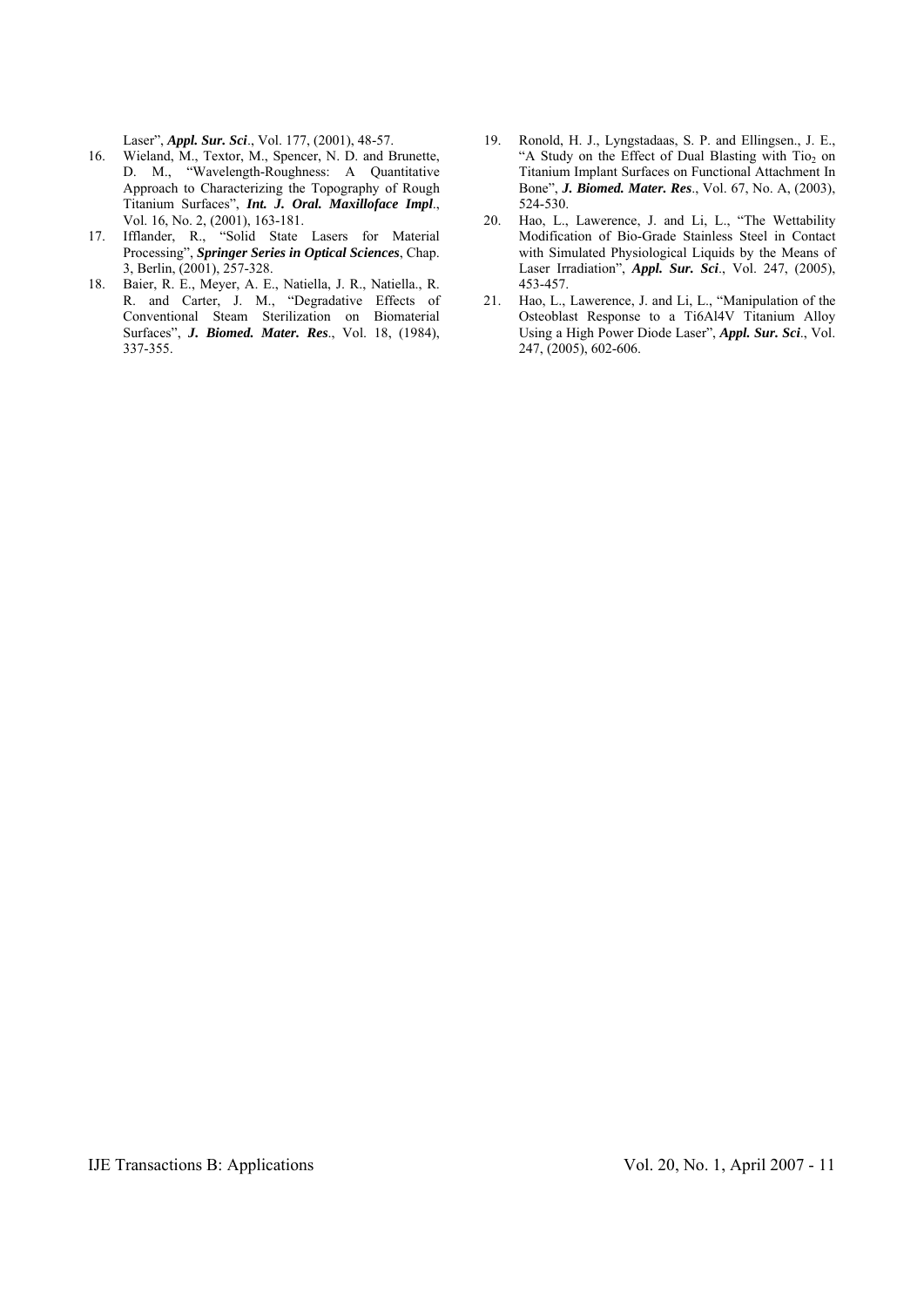Laser", ***Appl. Sur. Sci***., Vol. 177, (2001), 48-57.

16. Wieland, M., Textor, M., Spencer, N. D. and Brunette, D. M., "Wavelength-Roughness: A Quantitative Approach to Characterizing the Topography of Rough Titanium Surfaces", ***Int. J. Oral. Maxilloface Impl***., Vol. 16, No. 2, (2001), 163-181.
17. Ifflander, R., "Solid State Lasers for Material Processing", ***Springer Series in Optical Sciences***, Chap. 3, Berlin, (2001), 257-328.
18. Baier, R. E., Meyer, A. E., Natiella, J. R., Natiella., R. R. and Carter, J. M., "Degradative Effects of Conventional Steam Sterilization on Biomaterial Surfaces", ***J. Biomed. Mater. Res***., Vol. 18, (1984), 337-355.
19. Ronold, H. J., Lyngstadaas, S. P. and Ellingsen., J. E., "A Study on the Effect of Dual Blasting with $Tio_2$ on Titanium Implant Surfaces on Functional Attachment In Bone", ***J. Biomed. Mater. Res***., Vol. 67, No. A, (2003), 524-530.
20. Hao, L., Lawerence, J. and Li, L., "The Wettability Modification of Bio-Grade Stainless Steel in Contact with Simulated Physiological Liquids by the Means of Laser Irradiation", ***Appl. Sur. Sci***., Vol. 247, (2005), 453-457.
21. Hao, L., Lawerence, J. and Li, L., "Manipulation of the Osteoblast Response to a Ti6Al4V Titanium Alloy Using a High Power Diode Laser", ***Appl. Sur. Sci***., Vol. 247, (2005), 602-606.